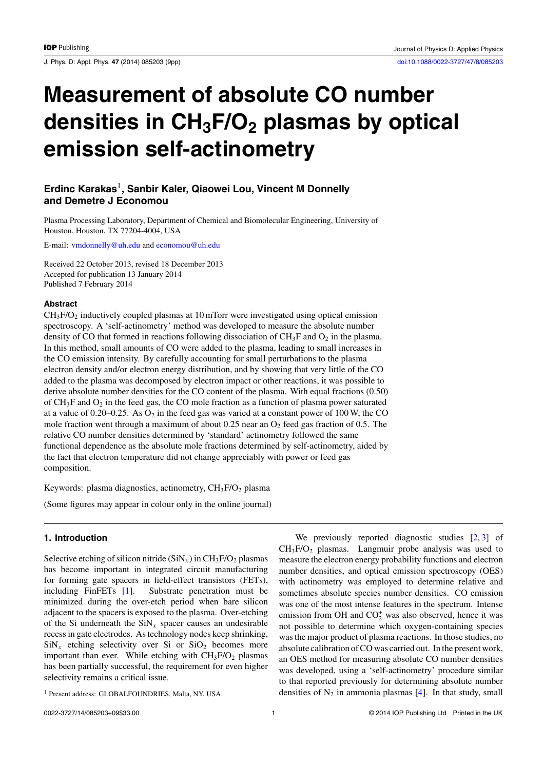# Measurement of absolute CO number densities in $CH_3F/O_2$ plasmas by optical emission self-actinometry

**Erdinc Karakas[1], Sanbir Kaler, Qiaowei Lou, Vincent M Donnelly and Demetre J Economou**

Plasma Processing Laboratory, Department of Chemical and Biomolecular Engineering, University of Houston, Houston, TX 77204-4004, USA

E-mail: vmdonnelly@uh.edu and economou@uh.edu

Received 22 October 2013, revised 18 December 2013
Accepted for publication 13 January 2014
Published 7 February 2014

### Abstract

$CH_3F/O_2$ inductively coupled plasmas at 10 mTorr were investigated using optical emission spectroscopy. A 'self-actinometry' method was developed to measure the absolute number density of CO that formed in reactions following dissociation of $CH_3F$ and $O_2$ in the plasma. In this method, small amounts of CO were added to the plasma, leading to small increases in the CO emission intensity. By carefully accounting for small perturbations to the plasma electron density and/or electron energy distribution, and by showing that very little of the CO added to the plasma was decomposed by electron impact or other reactions, it was possible to derive absolute number densities for the CO content of the plasma. With equal fractions (0.50) of $CH_3F$ and $O_2$ in the feed gas, the CO mole fraction as a function of plasma power saturated at a value of 0.20–0.25. As $O_2$ in the feed gas was varied at a constant power of 100 W, the CO mole fraction went through a maximum of about 0.25 near an $O_2$ feed gas fraction of 0.5. The relative CO number densities determined by 'standard' actinometry followed the same functional dependence as the absolute mole fractions determined by self-actinometry, aided by the fact that electron temperature did not change appreciably with power or feed gas composition.

Keywords: plasma diagnostics, actinometry, $CH_3F/O_2$ plasma

(Some figures may appear in colour only in the online journal)

## 1. Introduction

Selective etching of silicon nitride ($SiN_x$) in $CH_3F/O_2$ plasmas has become important in integrated circuit manufacturing for forming gate spacers in field-effect transistors (FETs), including FinFETs [1]. Substrate penetration must be minimized during the over-etch period when bare silicon adjacent to the spacers is exposed to the plasma. Over-etching of the Si underneath the $SiN_x$ spacer causes an undesirable recess in gate electrodes. As technology nodes keep shrinking, $SiN_x$ etching selectivity over Si or $SiO_2$ becomes more important than ever. While etching with $CH_3F/O_2$ plasmas has been partially successful, the requirement for even higher selectivity remains a critical issue.

We previously reported diagnostic studies [2, 3] of $CH_3F/O_2$ plasmas. Langmuir probe analysis was used to measure the electron energy probability functions and electron number densities, and optical emission spectroscopy (OES) with actinometry was employed to determine relative and sometimes absolute species number densities. CO emission was one of the most intense features in the spectrum. Intense emission from OH and $CO_2^+$ was also observed, hence it was not possible to determine which oxygen-containing species was the major product of plasma reactions. In those studies, no absolute calibration of CO was carried out. In the present work, an OES method for measuring absolute CO number densities was developed, using a 'self-actinometry' procedure similar to that reported previously for determining absolute number densities of $N_2$ in ammonia plasmas [4]. In that study, small

[1] Present address: GLOBALFOUNDRIES, Malta, NY, USA.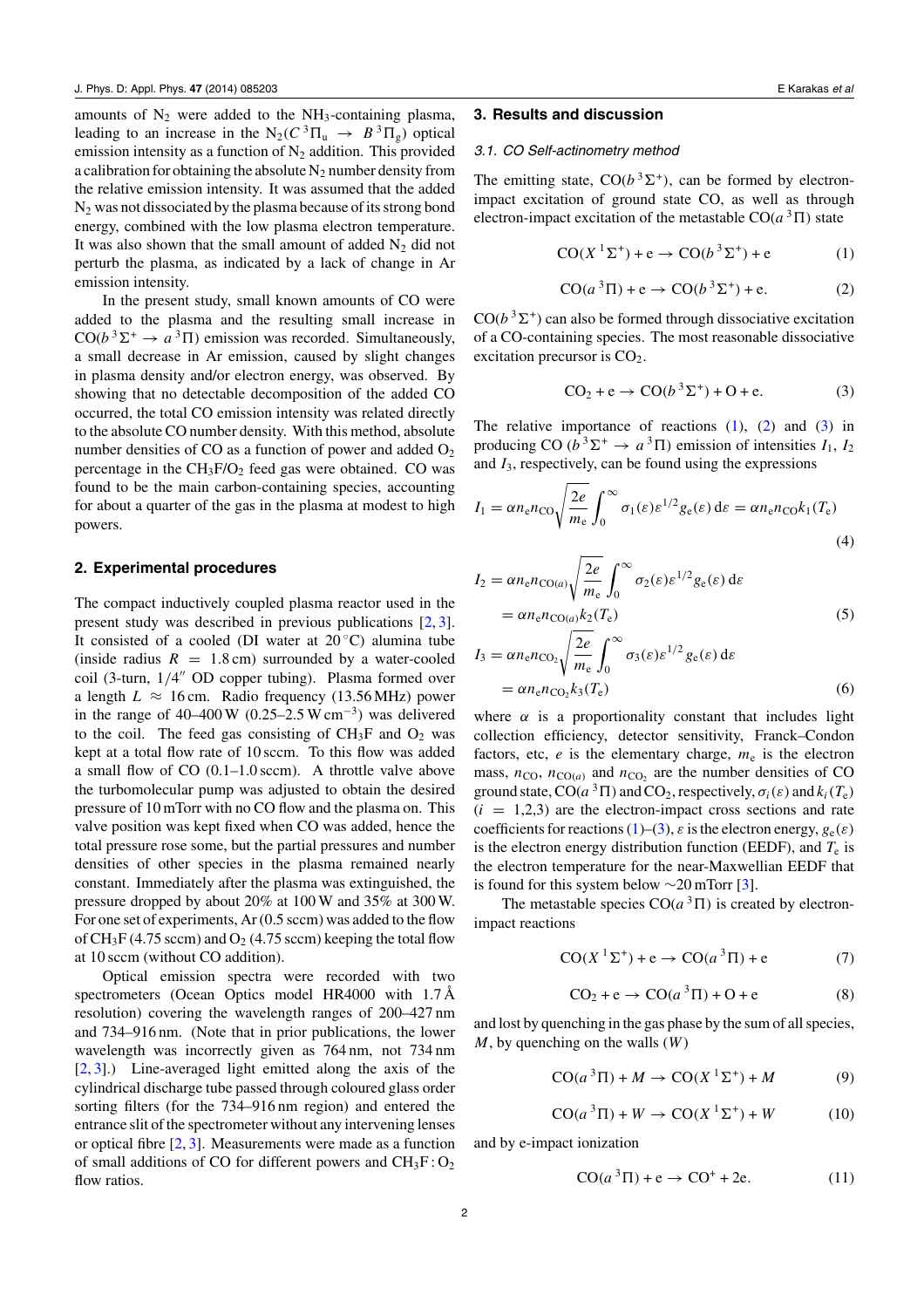amounts of $N_2$ were added to the $NH_3$-containing plasma, leading to an increase in the $N_2(C\,^3\Pi_u \rightarrow B\,^3\Pi_g)$ optical emission intensity as a function of $N_2$ addition. This provided a calibration for obtaining the absolute $N_2$ number density from the relative emission intensity. It was assumed that the added $N_2$ was not dissociated by the plasma because of its strong bond energy, combined with the low plasma electron temperature. It was also shown that the small amount of added $N_2$ did not perturb the plasma, as indicated by a lack of change in Ar emission intensity.

In the present study, small known amounts of CO were added to the plasma and the resulting small increase in $CO(b\,^3\Sigma^+ \rightarrow a\,^3\Pi)$ emission was recorded. Simultaneously, a small decrease in Ar emission, caused by slight changes in plasma density and/or electron energy, was observed. By showing that no detectable decomposition of the added CO occurred, the total CO emission intensity was related directly to the absolute CO number density. With this method, absolute number densities of CO as a function of power and added $O_2$ percentage in the $CH_3F/O_2$ feed gas were obtained. CO was found to be the main carbon-containing species, accounting for about a quarter of the gas in the plasma at modest to high powers.

## 2. Experimental procedures

The compact inductively coupled plasma reactor used in the present study was described in previous publications [2, 3]. It consisted of a cooled (DI water at 20 °C) alumina tube (inside radius $R = 1.8$ cm) surrounded by a water-cooled coil (3-turn, 1/4″ OD copper tubing). Plasma formed over a length $L \approx 16$ cm. Radio frequency (13.56 MHz) power in the range of 40–400 W (0.25–2.5 W cm$^{-3}$) was delivered to the coil. The feed gas consisting of $CH_3F$ and $O_2$ was kept at a total flow rate of 10 sccm. To this flow was added a small flow of CO (0.1–1.0 sccm). A throttle valve above the turbomolecular pump was adjusted to obtain the desired pressure of 10 mTorr with no CO flow and the plasma on. This valve position was kept fixed when CO was added, hence the total pressure rose some, but the partial pressures and number densities of other species in the plasma remained nearly constant. Immediately after the plasma was extinguished, the pressure dropped by about 20% at 100 W and 35% at 300 W. For one set of experiments, Ar (0.5 sccm) was added to the flow of $CH_3F$ (4.75 sccm) and $O_2$ (4.75 sccm) keeping the total flow at 10 sccm (without CO addition).

Optical emission spectra were recorded with two spectrometers (Ocean Optics model HR4000 with 1.7 Å resolution) covering the wavelength ranges of 200–427 nm and 734–916 nm. (Note that in prior publications, the lower wavelength was incorrectly given as 764 nm, not 734 nm [2, 3].) Line-averaged light emitted along the axis of the cylindrical discharge tube passed through coloured glass order sorting filters (for the 734–916 nm region) and entered the entrance slit of the spectrometer without any intervening lenses or optical fibre [2, 3]. Measurements were made as a function of small additions of CO for different powers and $CH_3F:O_2$ flow ratios.

## 3. Results and discussion

### 3.1. CO Self-actinometry method

The emitting state, $CO(b\,^3\Sigma^+)$, can be formed by electron-impact excitation of ground state CO, as well as through electron-impact excitation of the metastable $CO(a\,^3\Pi)$ state

$$CO(X\,^1\Sigma^+) + e \rightarrow CO(b\,^3\Sigma^+) + e \tag{1}$$

$$CO(a\,^3\Pi) + e \rightarrow CO(b\,^3\Sigma^+) + e. \tag{2}$$

$CO(b\,^3\Sigma^+)$ can also be formed through dissociative excitation of a CO-containing species. The most reasonable dissociative excitation precursor is $CO_2$.

$$CO_2 + e \rightarrow CO(b\,^3\Sigma^+) + O + e. \tag{3}$$

The relative importance of reactions (1), (2) and (3) in producing CO $(b\,^3\Sigma^+ \rightarrow a\,^3\Pi)$ emission of intensities $I_1$, $I_2$ and $I_3$, respectively, can be found using the expressions

$$I_1 = \alpha n_e n_{CO} \sqrt{\frac{2e}{m_e}} \int_0^\infty \sigma_1(\varepsilon)\varepsilon^{1/2} g_e(\varepsilon)\,d\varepsilon = \alpha n_e n_{CO} k_1(T_e) \tag{4}$$

$$I_2 = \alpha n_e n_{CO(a)} \sqrt{\frac{2e}{m_e}} \int_0^\infty \sigma_2(\varepsilon)\varepsilon^{1/2} g_e(\varepsilon)\,d\varepsilon = \alpha n_e n_{CO(a)} k_2(T_e) \tag{5}$$

$$I_3 = \alpha n_e n_{CO_2} \sqrt{\frac{2e}{m_e}} \int_0^\infty \sigma_3(\varepsilon)\varepsilon^{1/2} g_e(\varepsilon)\,d\varepsilon = \alpha n_e n_{CO_2} k_3(T_e) \tag{6}$$

where $\alpha$ is a proportionality constant that includes light collection efficiency, detector sensitivity, Franck–Condon factors, etc, $e$ is the elementary charge, $m_e$ is the electron mass, $n_{CO}$, $n_{CO(a)}$ and $n_{CO_2}$ are the number densities of CO ground state, $CO(a\,^3\Pi)$ and $CO_2$, respectively, $\sigma_i(\varepsilon)$ and $k_i(T_e)$ ($i = 1,2,3$) are the electron-impact cross sections and rate coefficients for reactions (1)–(3), $\varepsilon$ is the electron energy, $g_e(\varepsilon)$ is the electron energy distribution function (EEDF), and $T_e$ is the electron temperature for the near-Maxwellian EEDF that is found for this system below ~20 mTorr [3].

The metastable species $CO(a\,^3\Pi)$ is created by electron-impact reactions

$$CO(X\,^1\Sigma^+) + e \rightarrow CO(a\,^3\Pi) + e \tag{7}$$

$$CO_2 + e \rightarrow CO(a\,^3\Pi) + O + e \tag{8}$$

and lost by quenching in the gas phase by the sum of all species, $M$, by quenching on the walls ($W$)

$$CO(a\,^3\Pi) + M \rightarrow CO(X\,^1\Sigma^+) + M \tag{9}$$

$$CO(a\,^3\Pi) + W \rightarrow CO(X\,^1\Sigma^+) + W \tag{10}$$

and by e-impact ionization

$$CO(a\,^3\Pi) + e \rightarrow CO^+ + 2e. \tag{11}$$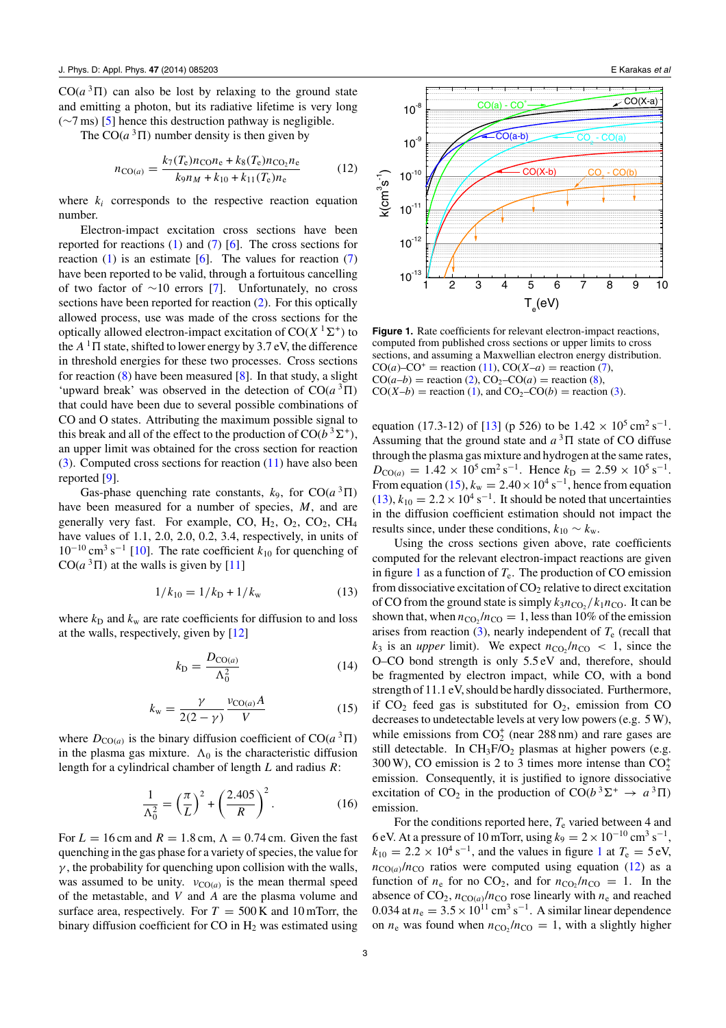$CO(a\,^3\Pi)$ can also be lost by relaxing to the ground state and emitting a photon, but its radiative lifetime is very long (~7 ms) [5] hence this destruction pathway is negligible.

The $CO(a\,^3\Pi)$ number density is then given by

$$n_{CO(a)} = \frac{k_7(T_e)n_{CO}n_e + k_8(T_e)n_{CO_2}n_e}{k_9 n_M + k_{10} + k_{11}(T_e)n_e} \tag{12}$$

where $k_i$ corresponds to the respective reaction equation number.

Electron-impact excitation cross sections have been reported for reactions (1) and (7) [6]. The cross sections for reaction (1) is an estimate [6]. The values for reaction (7) have been reported to be valid, through a fortuitous cancelling of two factor of ~10 errors [7]. Unfortunately, no cross sections have been reported for reaction (2). For this optically allowed process, use was made of the cross sections for the optically allowed electron-impact excitation of $CO(X\,^1\Sigma^+)$ to the $A\,^1\Pi$ state, shifted to lower energy by 3.7 eV, the difference in threshold energies for these two processes. Cross sections for reaction (8) have been measured [8]. In that study, a slight 'upward break' was observed in the detection of $CO(a\,^3\Pi)$ that could have been due to several possible combinations of CO and O states. Attributing the maximum possible signal to this break and all of the effect to the production of $CO(b\,^3\Sigma^+)$, an upper limit was obtained for the cross section for reaction (3). Computed cross sections for reaction (11) have also been reported [9].

Gas-phase quenching rate constants, $k_9$, for $CO(a\,^3\Pi)$ have been measured for a number of species, $M$, and are generally very fast. For example, CO, $H_2$, $O_2$, $CO_2$, $CH_4$ have values of 1.1, 2.0, 2.0, 0.2, 3.4, respectively, in units of $10^{-10}\,cm^3\,s^{-1}$ [10]. The rate coefficient $k_{10}$ for quenching of $CO(a\,^3\Pi)$ at the walls is given by [11]

$$1/k_{10} = 1/k_D + 1/k_w \tag{13}$$

where $k_D$ and $k_w$ are rate coefficients for diffusion to and loss at the walls, respectively, given by [12]

$$k_D = \frac{D_{CO(a)}}{\Lambda_0^2} \tag{14}$$

$$k_w = \frac{\gamma}{2(2-\gamma)}\frac{v_{CO(a)}A}{V} \tag{15}$$

where $D_{CO(a)}$ is the binary diffusion coefficient of $CO(a\,^3\Pi)$ in the plasma gas mixture. $\Lambda_0$ is the characteristic diffusion length for a cylindrical chamber of length $L$ and radius $R$:

$$\frac{1}{\Lambda_0^2} = \left(\frac{\pi}{L}\right)^2 + \left(\frac{2.405}{R}\right)^2. \tag{16}$$

For $L = 16$ cm and $R = 1.8$ cm, $\Lambda = 0.74$ cm. Given the fast quenching in the gas phase for a variety of species, the value for $\gamma$, the probability for quenching upon collision with the walls, was assumed to be unity. $v_{CO(a)}$ is the mean thermal speed of the metastable, and $V$ and $A$ are the plasma volume and surface area, respectively. For $T = 500$ K and 10 mTorr, the binary diffusion coefficient for CO in $H_2$ was estimated using equation (17.3-12) of [13] (p 526) to be $1.42 \times 10^5\,cm^2\,s^{-1}$. Assuming that the ground state and $a\,^3\Pi$ state of CO diffuse through the plasma gas mixture and hydrogen at the same rates, $D_{CO(a)} = 1.42 \times 10^5\,cm^2\,s^{-1}$. Hence $k_D = 2.59 \times 10^5\,s^{-1}$. From equation (15), $k_w = 2.40 \times 10^4\,s^{-1}$, hence from equation (13), $k_{10} = 2.2 \times 10^4\,s^{-1}$. It should be noted that uncertainties in the diffusion coefficient estimation should not impact the results since, under these conditions, $k_{10} \sim k_w$.

Figure 1. Rate coefficients for relevant electron-impact reactions, computed from published cross sections or upper limits to cross sections, and assuming a Maxwellian electron energy distribution. $CO(a)$–$CO^+$ = reaction (11), $CO(X$–$a)$ = reaction (7), $CO(a$–$b)$ = reaction (2), $CO_2$–$CO(a)$ = reaction (8), $CO(X$–$b)$ = reaction (1), and $CO_2$–$CO(b)$ = reaction (3).

Using the cross sections given above, rate coefficients computed for the relevant electron-impact reactions are given in figure 1 as a function of $T_e$. The production of CO emission from dissociative excitation of $CO_2$ relative to direct excitation of CO from the ground state is simply $k_3 n_{CO_2}/k_1 n_{CO}$. It can be shown that, when $n_{CO_2}/n_{CO} = 1$, less than 10% of the emission arises from reaction (3), nearly independent of $T_e$ (recall that $k_3$ is an *upper* limit). We expect $n_{CO_2}/n_{CO} < 1$, since the O–CO bond strength is only 5.5 eV and, therefore, should be fragmented by electron impact, while CO, with a bond strength of 11.1 eV, should be hardly dissociated. Furthermore, if $CO_2$ feed gas is substituted for $O_2$, emission from CO decreases to undetectable levels at very low powers (e.g. 5 W), while emissions from $CO_2^+$ (near 288 nm) and rare gases are still detectable. In $CH_3F/O_2$ plasmas at higher powers (e.g. 300 W), CO emission is 2 to 3 times more intense than $CO_2^+$ emission. Consequently, it is justified to ignore dissociative excitation of $CO_2$ in the production of $CO(b\,^3\Sigma^+ \rightarrow a\,^3\Pi)$ emission.

For the conditions reported here, $T_e$ varied between 4 and 6 eV. At a pressure of 10 mTorr, using $k_9 = 2 \times 10^{-10}\,cm^3\,s^{-1}$, $k_{10} = 2.2 \times 10^4\,s^{-1}$, and the values in figure 1 at $T_e = 5$ eV, $n_{CO(a)}/n_{CO}$ ratios were computed using equation (12) as a function of $n_e$ for no $CO_2$, and for $n_{CO_2}/n_{CO} = 1$. In the absence of $CO_2$, $n_{CO(a)}/n_{CO}$ rose linearly with $n_e$ and reached 0.034 at $n_e = 3.5 \times 10^{11}\,cm^3\,s^{-1}$. A similar linear dependence on $n_e$ was found when $n_{CO_2}/n_{CO} = 1$, with a slightly higher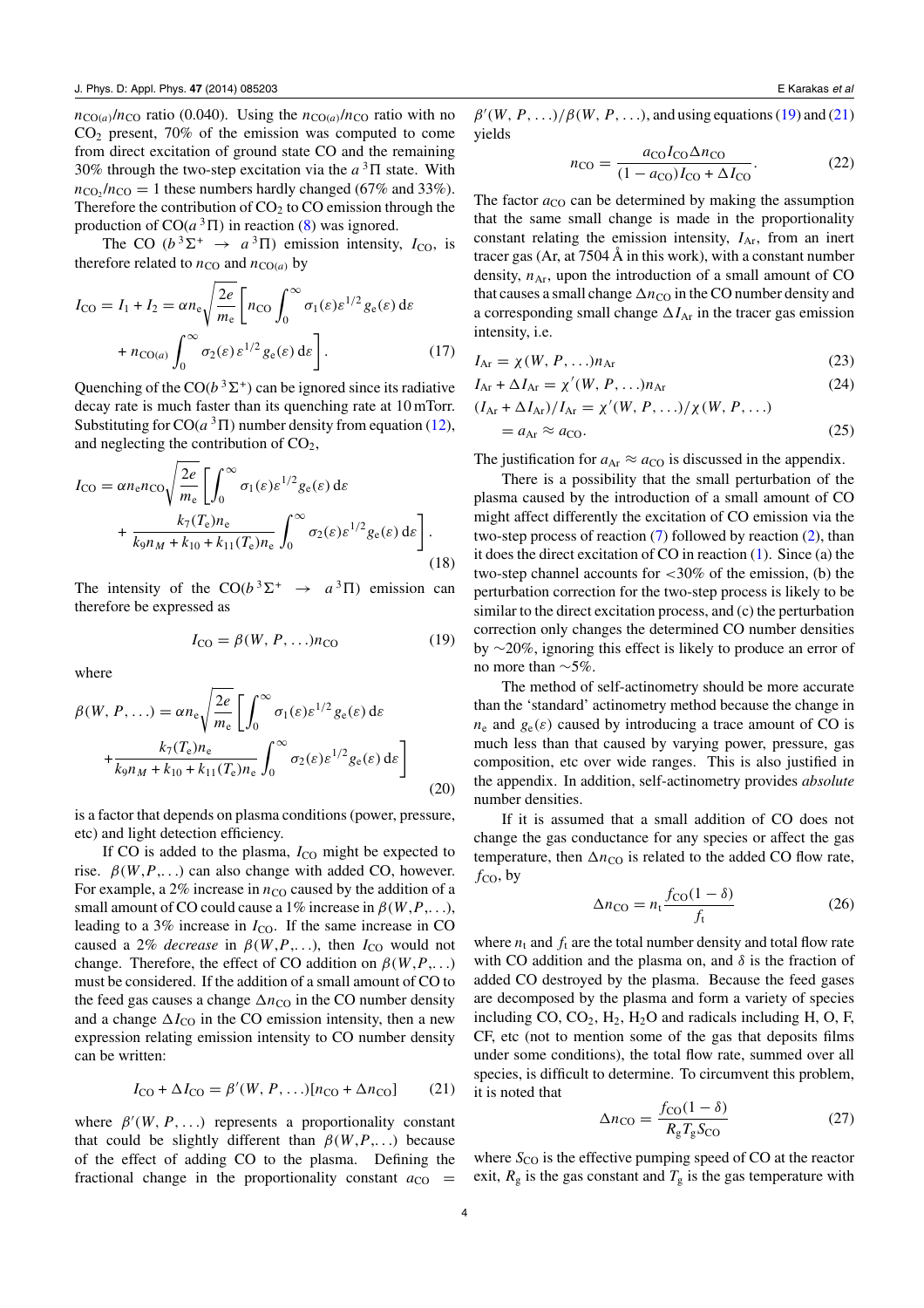$n_{CO(a)}/n_{CO}$ ratio (0.040). Using the $n_{CO(a)}/n_{CO}$ ratio with no $CO_2$ present, 70% of the emission was computed to come from direct excitation of ground state CO and the remaining 30% through the two-step excitation via the $a\,^3\Pi$ state. With $n_{CO_2}/n_{CO} = 1$ these numbers hardly changed (67% and 33%). Therefore the contribution of $CO_2$ to CO emission through the production of $CO(a\,^3\Pi)$ in reaction (8) was ignored.

The CO ($b\,^3\Sigma^+ \rightarrow a\,^3\Pi$) emission intensity, $I_{CO}$, is therefore related to $n_{CO}$ and $n_{CO(a)}$ by

$$I_{CO} = I_1 + I_2 = \alpha n_e \sqrt{\frac{2e}{m_e}} \left[ n_{CO} \int_0^\infty \sigma_1(\varepsilon)\varepsilon^{1/2} g_e(\varepsilon)\,d\varepsilon + n_{CO(a)} \int_0^\infty \sigma_2(\varepsilon)\,\varepsilon^{1/2} g_e(\varepsilon)\,d\varepsilon \right]. \quad (17)$$

Quenching of the $CO(b\,^3\Sigma^+)$ can be ignored since its radiative decay rate is much faster than its quenching rate at 10 mTorr. Substituting for $CO(a\,^3\Pi)$ number density from equation (12), and neglecting the contribution of $CO_2$,

$$I_{CO} = \alpha n_e n_{CO} \sqrt{\frac{2e}{m_e}} \left[ \int_0^\infty \sigma_1(\varepsilon)\varepsilon^{1/2} g_e(\varepsilon)\,d\varepsilon + \frac{k_7(T_e)n_e}{k_9 n_M + k_{10} + k_{11}(T_e)n_e} \int_0^\infty \sigma_2(\varepsilon)\varepsilon^{1/2} g_e(\varepsilon)\,d\varepsilon \right]. \quad (18)$$

The intensity of the CO($b\,^3\Sigma^+ \rightarrow a\,^3\Pi$) emission can therefore be expressed as

$$I_{CO} = \beta(W, P, \ldots) n_{CO} \quad (19)$$

where

$$\beta(W, P, \ldots) = \alpha n_e \sqrt{\frac{2e}{m_e}} \left[ \int_0^\infty \sigma_1(\varepsilon)\varepsilon^{1/2} g_e(\varepsilon)\,d\varepsilon + \frac{k_7(T_e)n_e}{k_9 n_M + k_{10} + k_{11}(T_e)n_e} \int_0^\infty \sigma_2(\varepsilon)\varepsilon^{1/2} g_e(\varepsilon)\,d\varepsilon \right] \quad (20)$$

is a factor that depends on plasma conditions (power, pressure, etc) and light detection efficiency.

If CO is added to the plasma, $I_{CO}$ might be expected to rise. $\beta(W,P,\ldots)$ can also change with added CO, however. For example, a 2% increase in $n_{CO}$ caused by the addition of a small amount of CO could cause a 1% increase in $\beta(W,P,\ldots)$, leading to a 3% increase in $I_{CO}$. If the same increase in CO caused a 2% *decrease* in $\beta(W,P,\ldots)$, then $I_{CO}$ would not change. Therefore, the effect of CO addition on $\beta(W,P,\ldots)$ must be considered. If the addition of a small amount of CO to the feed gas causes a change $\Delta n_{CO}$ in the CO number density and a change $\Delta I_{CO}$ in the CO emission intensity, then a new expression relating emission intensity to CO number density can be written:

$$I_{CO} + \Delta I_{CO} = \beta'(W, P, \ldots)[n_{CO} + \Delta n_{CO}] \quad (21)$$

where $\beta'(W, P, \ldots)$ represents a proportionality constant that could be slightly different than $\beta(W,P,\ldots)$ because of the effect of adding CO to the plasma. Defining the fractional change in the proportionality constant $a_{CO} = \beta'(W, P, \ldots)/\beta(W, P, \ldots)$, and using equations (19) and (21) yields

$$n_{CO} = \frac{a_{CO} I_{CO} \Delta n_{CO}}{(1 - a_{CO})I_{CO} + \Delta I_{CO}}. \quad (22)$$

The factor $a_{CO}$ can be determined by making the assumption that the same small change is made in the proportionality constant relating the emission intensity, $I_{Ar}$, from an inert tracer gas (Ar, at 7504 Å in this work), with a constant number density, $n_{Ar}$, upon the introduction of a small amount of CO that causes a small change $\Delta n_{CO}$ in the CO number density and a corresponding small change $\Delta I_{Ar}$ in the tracer gas emission intensity, i.e.

$$I_{Ar} = \chi(W, P, \ldots) n_{Ar} \quad (23)$$

$$I_{Ar} + \Delta I_{Ar} = \chi'(W, P, \ldots) n_{Ar} \quad (24)$$

$$(I_{Ar} + \Delta I_{Ar})/I_{Ar} = \chi'(W, P, \ldots)/\chi(W, P, \ldots) = a_{Ar} \approx a_{CO}. \quad (25)$$

The justification for $a_{Ar} \approx a_{CO}$ is discussed in the appendix.

There is a possibility that the small perturbation of the plasma caused by the introduction of a small amount of CO might affect differently the excitation of CO emission via the two-step process of reaction (7) followed by reaction (2), than it does the direct excitation of CO in reaction (1). Since (a) the two-step channel accounts for <30% of the emission, (b) the perturbation correction for the two-step process is likely to be similar to the direct excitation process, and (c) the perturbation correction only changes the determined CO number densities by ~20%, ignoring this effect is likely to produce an error of no more than ~5%.

The method of self-actinometry should be more accurate than the 'standard' actinometry method because the change in $n_e$ and $g_e(\varepsilon)$ caused by introducing a trace amount of CO is much less than that caused by varying power, pressure, gas composition, etc over wide ranges. This is also justified in the appendix. In addition, self-actinometry provides *absolute* number densities.

If it is assumed that a small addition of CO does not change the gas conductance for any species or affect the gas temperature, then $\Delta n_{CO}$ is related to the added CO flow rate, $f_{CO}$, by

$$\Delta n_{CO} = n_t \frac{f_{CO}(1 - \delta)}{f_t} \quad (26)$$

where $n_t$ and $f_t$ are the total number density and total flow rate with CO addition and the plasma on, and $\delta$ is the fraction of added CO destroyed by the plasma. Because the feed gases are decomposed by the plasma and form a variety of species including CO, $CO_2$, $H_2$, $H_2O$ and radicals including H, O, F, CF, etc (not to mention some of the gas that deposits films under some conditions), the total flow rate, summed over all species, is difficult to determine. To circumvent this problem, it is noted that

$$\Delta n_{CO} = \frac{f_{CO}(1 - \delta)}{R_g T_g S_{CO}} \quad (27)$$

where $S_{CO}$ is the effective pumping speed of CO at the reactor exit, $R_g$ is the gas constant and $T_g$ is the gas temperature with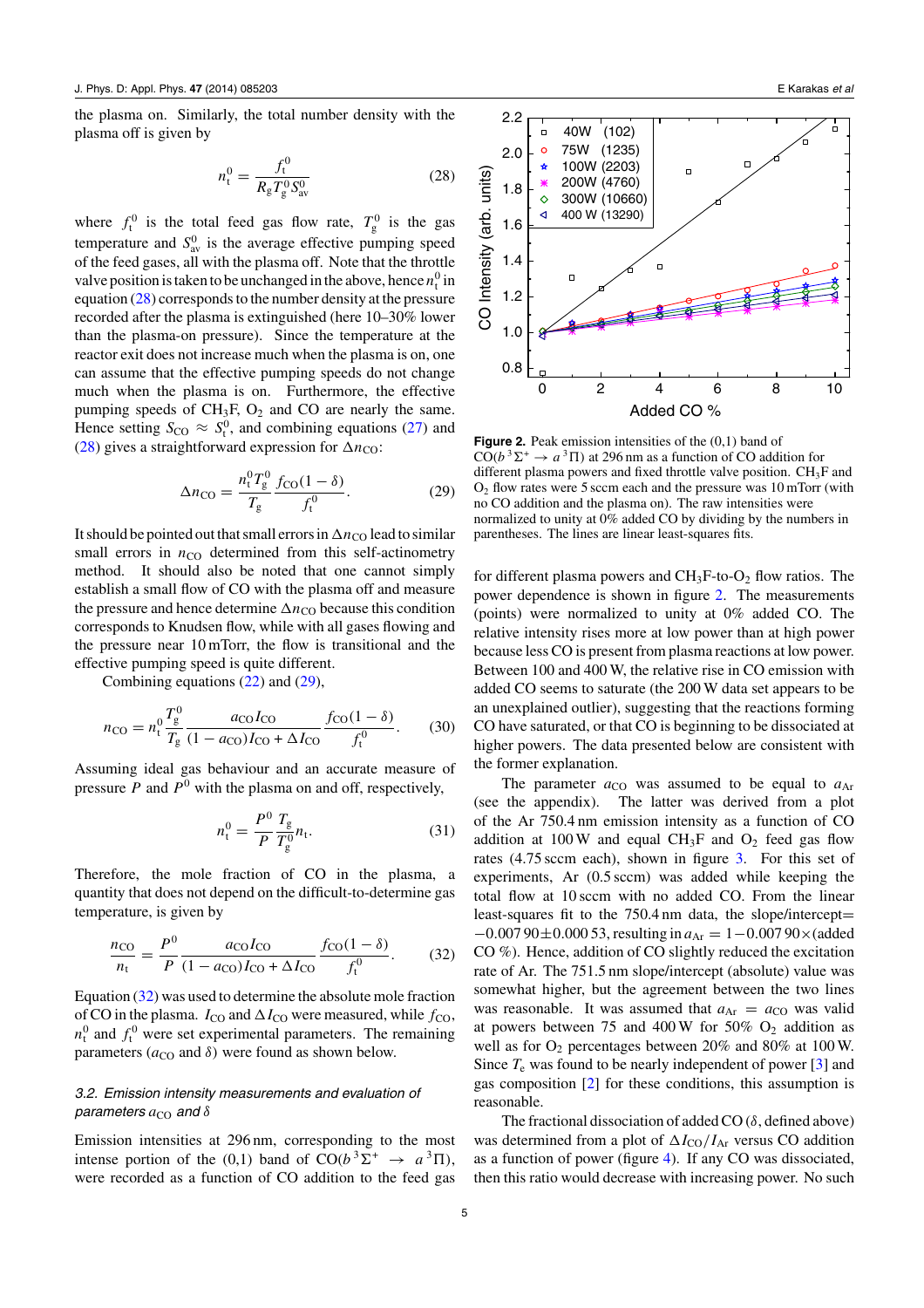the plasma on. Similarly, the total number density with the plasma off is given by

$$n_t^0 = \frac{f_t^0}{R_g T_g^0 S_{av}^0} \tag{28}$$

where $f_t^0$ is the total feed gas flow rate, $T_g^0$ is the gas temperature and $S_{av}^0$ is the average effective pumping speed of the feed gases, all with the plasma off. Note that the throttle valve position is taken to be unchanged in the above, hence $n_t^0$ in equation (28) corresponds to the number density at the pressure recorded after the plasma is extinguished (here 10–30% lower than the plasma-on pressure). Since the temperature at the reactor exit does not increase much when the plasma is on, one can assume that the effective pumping speeds do not change much when the plasma is on. Furthermore, the effective pumping speeds of $CH_3F$, $O_2$ and CO are nearly the same. Hence setting $S_{CO} \approx S_t^0$, and combining equations (27) and (28) gives a straightforward expression for $\Delta n_{CO}$:

$$\Delta n_{CO} = \frac{n_t^0 T_g^0}{T_g} \frac{f_{CO}(1-\delta)}{f_t^0}. \tag{29}$$

It should be pointed out that small errors in $\Delta n_{CO}$ lead to similar small errors in $n_{CO}$ determined from this self-actinometry method. It should also be noted that one cannot simply establish a small flow of CO with the plasma off and measure the pressure and hence determine $\Delta n_{CO}$ because this condition corresponds to Knudsen flow, while with all gases flowing and the pressure near 10 mTorr, the flow is transitional and the effective pumping speed is quite different.

Combining equations (22) and (29),

$$n_{CO} = n_t^0 \frac{T_g^0}{T_g} \frac{a_{CO} I_{CO}}{(1-a_{CO}) I_{CO} + \Delta I_{CO}} \frac{f_{CO}(1-\delta)}{f_t^0}. \tag{30}$$

Assuming ideal gas behaviour and an accurate measure of pressure $P$ and $P^0$ with the plasma on and off, respectively,

$$n_t^0 = \frac{P^0}{P} \frac{T_g}{T_g^0} n_t. \tag{31}$$

Therefore, the mole fraction of CO in the plasma, a quantity that does not depend on the difficult-to-determine gas temperature, is given by

$$\frac{n_{CO}}{n_t} = \frac{P^0}{P} \frac{a_{CO} I_{CO}}{(1-a_{CO}) I_{CO} + \Delta I_{CO}} \frac{f_{CO}(1-\delta)}{f_t^0}. \tag{32}$$

Equation (32) was used to determine the absolute mole fraction of CO in the plasma. $I_{CO}$ and $\Delta I_{CO}$ were measured, while $f_{CO}$, $n_t^0$ and $f_t^0$ were set experimental parameters. The remaining parameters ($a_{CO}$ and $\delta$) were found as shown below.

### 3.2. Emission intensity measurements and evaluation of parameters $a_{CO}$ and $\delta$

Emission intensities at 296 nm, corresponding to the most intense portion of the (0,1) band of $CO(b\,^3\Sigma^+ \rightarrow a\,^3\Pi)$, were recorded as a function of CO addition to the feed gas for different plasma powers and $CH_3F$-to-$O_2$ flow ratios. The power dependence is shown in figure 2. The measurements (points) were normalized to unity at 0% added CO. The relative intensity rises more at low power than at high power because less CO is present from plasma reactions at low power. Between 100 and 400 W, the relative rise in CO emission with added CO seems to saturate (the 200 W data set appears to be an unexplained outlier), suggesting that the reactions forming CO have saturated, or that CO is beginning to be dissociated at higher powers. The data presented below are consistent with the former explanation.

**Figure 2.** Peak emission intensities of the (0,1) band of $CO(b\,^3\Sigma^+ \rightarrow a\,^3\Pi)$ at 296 nm as a function of CO addition for different plasma powers and fixed throttle valve position. $CH_3F$ and $O_2$ flow rates were 5 sccm each and the pressure was 10 mTorr (with no CO addition and the plasma on). The raw intensities were normalized to unity at 0% added CO by dividing by the numbers in parentheses. The lines are linear least-squares fits.

The parameter $a_{CO}$ was assumed to be equal to $a_{Ar}$ (see the appendix). The latter was derived from a plot of the Ar 750.4 nm emission intensity as a function of CO addition at 100 W and equal $CH_3F$ and $O_2$ feed gas flow rates (4.75 sccm each), shown in figure 3. For this set of experiments, Ar (0.5 sccm) was added while keeping the total flow at 10 sccm with no added CO. From the linear least-squares fit to the 750.4 nm data, the slope/intercept= $-0.00790 \pm 0.00053$, resulting in $a_{Ar} = 1 - 0.00790 \times$(added CO %). Hence, addition of CO slightly reduced the excitation rate of Ar. The 751.5 nm slope/intercept (absolute) value was somewhat higher, but the agreement between the two lines was reasonable. It was assumed that $a_{Ar} = a_{CO}$ was valid at powers between 75 and 400 W for 50% $O_2$ addition as well as for $O_2$ percentages between 20% and 80% at 100 W. Since $T_e$ was found to be nearly independent of power [3] and gas composition [2] for these conditions, this assumption is reasonable.

The fractional dissociation of added CO ($\delta$, defined above) was determined from a plot of $\Delta I_{CO}/I_{Ar}$ versus CO addition as a function of power (figure 4). If any CO was dissociated, then this ratio would decrease with increasing power. No such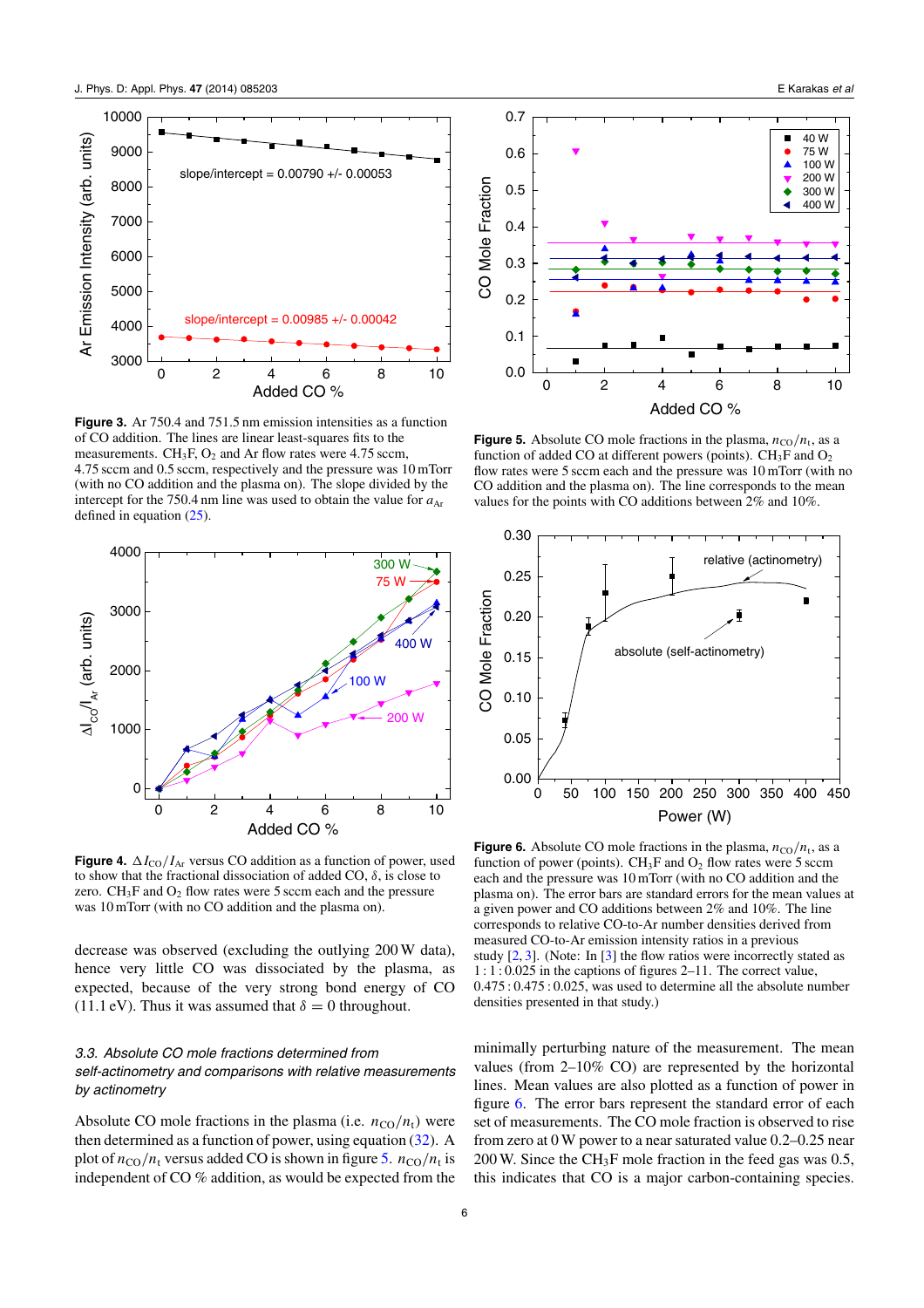**Figure 3.** Ar 750.4 and 751.5 nm emission intensities as a function of CO addition. The lines are linear least-squares fits to the measurements. $CH_3F$, $O_2$ and Ar flow rates were 4.75 sccm, 4.75 sccm and 0.5 sccm, respectively and the pressure was 10 mTorr (with no CO addition and the plasma on). The slope divided by the intercept for the 750.4 nm line was used to obtain the value for $a_{Ar}$ defined in equation (25).

**Figure 4.** $\Delta I_{CO}/I_{Ar}$ versus CO addition as a function of power, used to show that the fractional dissociation of added CO, $\delta$, is close to zero. $CH_3F$ and $O_2$ flow rates were 5 sccm each and the pressure was 10 mTorr (with no CO addition and the plasma on).

decrease was observed (excluding the outlying 200 W data), hence very little CO was dissociated by the plasma, as expected, because of the very strong bond energy of CO (11.1 eV). Thus it was assumed that $\delta = 0$ throughout.

### 3.3. Absolute CO mole fractions determined from self-actinometry and comparisons with relative measurements by actinometry

Absolute CO mole fractions in the plasma (i.e. $n_{CO}/n_t$) were then determined as a function of power, using equation (32). A plot of $n_{CO}/n_t$ versus added CO is shown in figure 5. $n_{CO}/n_t$ is independent of CO % addition, as would be expected from the minimally perturbing nature of the measurement. The mean values (from 2–10% CO) are represented by the horizontal lines. Mean values are also plotted as a function of power in figure 6. The error bars represent the standard error of each set of measurements. The CO mole fraction is observed to rise from zero at 0 W power to a near saturated value 0.2–0.25 near 200 W. Since the $CH_3F$ mole fraction in the feed gas was 0.5, this indicates that CO is a major carbon-containing species.

**Figure 5.** Absolute CO mole fractions in the plasma, $n_{CO}/n_t$, as a function of added CO at different powers (points). $CH_3F$ and $O_2$ flow rates were 5 sccm each and the pressure was 10 mTorr (with no CO addition and the plasma on). The line corresponds to the mean values for the points with CO additions between 2% and 10%.

**Figure 6.** Absolute CO mole fractions in the plasma, $n_{CO}/n_t$, as a function of power (points). $CH_3F$ and $O_2$ flow rates were 5 sccm each and the pressure was 10 mTorr (with no CO addition and the plasma on). The error bars are standard errors for the mean values at a given power and CO additions between 2% and 10%. The line corresponds to relative CO-to-Ar number densities derived from measured CO-to-Ar emission intensity ratios in a previous study [2, 3]. (Note: In [3] the flow ratios were incorrectly stated as 1 : 1 : 0.025 in the captions of figures 2–11. The correct value, 0.475 : 0.475 : 0.025, was used to determine all the absolute number densities presented in that study.)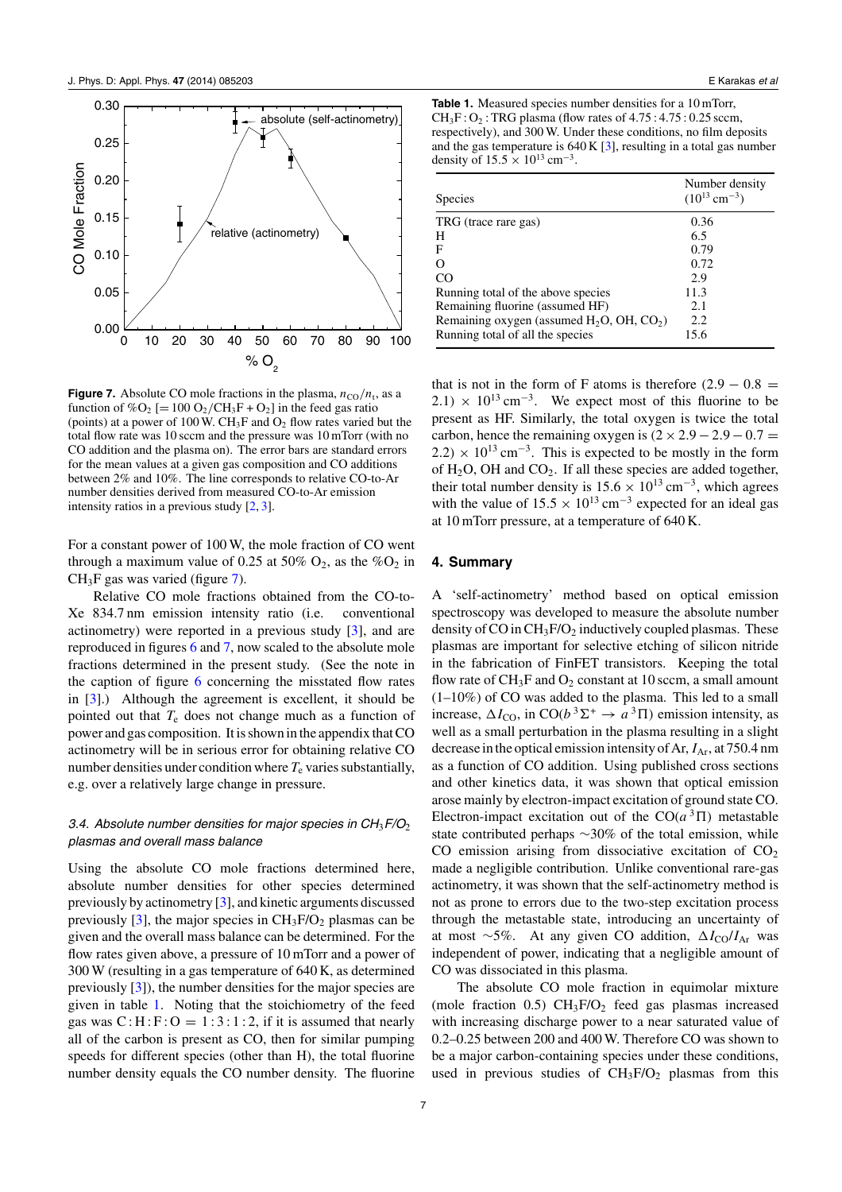**Figure 7.** Absolute CO mole fractions in the plasma, $n_{CO}/n_t$, as a function of $\%O_2$ [$= 100\ O_2/CH_3F + O_2$] in the feed gas ratio (points) at a power of 100 W. $CH_3F$ and $O_2$ flow rates varied but the total flow rate was 10 sccm and the pressure was 10 mTorr (with no CO addition and the plasma on). The error bars are standard errors for the mean values at a given gas composition and CO additions between 2% and 10%. The line corresponds to relative CO-to-Ar number densities derived from measured CO-to-Ar emission intensity ratios in a previous study [2, 3].

For a constant power of 100 W, the mole fraction of CO went through a maximum value of 0.25 at 50% $O_2$, as the $\%O_2$ in $CH_3F$ gas was varied (figure 7).

Relative CO mole fractions obtained from the CO-to-Xe 834.7 nm emission intensity ratio (i.e. conventional actinometry) were reported in a previous study [3], and are reproduced in figures 6 and 7, now scaled to the absolute mole fractions determined in the present study. (See the note in the caption of figure 6 concerning the misstated flow rates in [3].) Although the agreement is excellent, it should be pointed out that $T_e$ does not change much as a function of power and gas composition. It is shown in the appendix that CO actinometry will be in serious error for obtaining relative CO number densities under condition where $T_e$ varies substantially, e.g. over a relatively large change in pressure.

### 3.4. Absolute number densities for major species in $CH_3F/O_2$ plasmas and overall mass balance

Using the absolute CO mole fractions determined here, absolute number densities for other species determined previously by actinometry [3], and kinetic arguments discussed previously [3], the major species in $CH_3F/O_2$ plasmas can be given and the overall mass balance can be determined. For the flow rates given above, a pressure of 10 mTorr and a power of 300 W (resulting in a gas temperature of 640 K, as determined previously [3]), the number densities for the major species are given in table 1. Noting that the stoichiometry of the feed gas was C : H : F : O = 1 : 3 : 1 : 2, if it is assumed that nearly all of the carbon is present as CO, then for similar pumping speeds for different species (other than H), the total fluorine number density equals the CO number density. The fluorine that is not in the form of F atoms is therefore $(2.9 - 0.8 = 2.1) \times 10^{13}\ \text{cm}^{-3}$. We expect most of this fluorine to be present as HF. Similarly, the total oxygen is twice the total carbon, hence the remaining oxygen is $(2 \times 2.9 - 2.9 - 0.7 = 2.2) \times 10^{13}\ \text{cm}^{-3}$. This is expected to be mostly in the form of $H_2O$, OH and $CO_2$. If all these species are added together, their total number density is $15.6 \times 10^{13}\ \text{cm}^{-3}$, which agrees with the value of $15.5 \times 10^{13}\ \text{cm}^{-3}$ expected for an ideal gas at 10 mTorr pressure, at a temperature of 640 K.

**Table 1.** Measured species number densities for a 10 mTorr, $CH_3F : O_2$ : TRG plasma (flow rates of 4.75 : 4.75 : 0.25 sccm, respectively), and 300 W. Under these conditions, no film deposits and the gas temperature is 640 K [3], resulting in a total gas number density of $15.5 \times 10^{13}\ \text{cm}^{-3}$.

| Species | Number density ($10^{13}\ \text{cm}^{-3}$) |
|---|---|
| TRG (trace rare gas) | 0.36 |
| H | 6.5 |
| F | 0.79 |
| O | 0.72 |
| CO | 2.9 |
| Running total of the above species | 11.3 |
| Remaining fluorine (assumed HF) | 2.1 |
| Remaining oxygen (assumed $H_2O$, OH, $CO_2$) | 2.2 |
| Running total of all the species | 15.6 |

## 4. Summary

A 'self-actinometry' method based on optical emission spectroscopy was developed to measure the absolute number density of CO in $CH_3F/O_2$ inductively coupled plasmas. These plasmas are important for selective etching of silicon nitride in the fabrication of FinFET transistors. Keeping the total flow rate of $CH_3F$ and $O_2$ constant at 10 sccm, a small amount (1–10%) of CO was added to the plasma. This led to a small increase, $\Delta I_{CO}$, in CO($b\,^3\Sigma^+ \rightarrow a\,^3\Pi$) emission intensity, as well as a small perturbation in the plasma resulting in a slight decrease in the optical emission intensity of Ar, $I_{Ar}$, at 750.4 nm as a function of CO addition. Using published cross sections and other kinetics data, it was shown that optical emission arose mainly by electron-impact excitation of ground state CO. Electron-impact excitation out of the CO($a\,^3\Pi$) metastable state contributed perhaps ~30% of the total emission, while CO emission arising from dissociative excitation of $CO_2$ made a negligible contribution. Unlike conventional rare-gas actinometry, it was shown that the self-actinometry method is not as prone to errors due to the two-step excitation process through the metastable state, introducing an uncertainty of at most ~5%. At any given CO addition, $\Delta I_{CO}/I_{Ar}$ was independent of power, indicating that a negligible amount of CO was dissociated in this plasma.

The absolute CO mole fraction in equimolar mixture (mole fraction 0.5) $CH_3F/O_2$ feed gas plasmas increased with increasing discharge power to a near saturated value of 0.2–0.25 between 200 and 400 W. Therefore CO was shown to be a major carbon-containing species under these conditions, used in previous studies of $CH_3F/O_2$ plasmas from this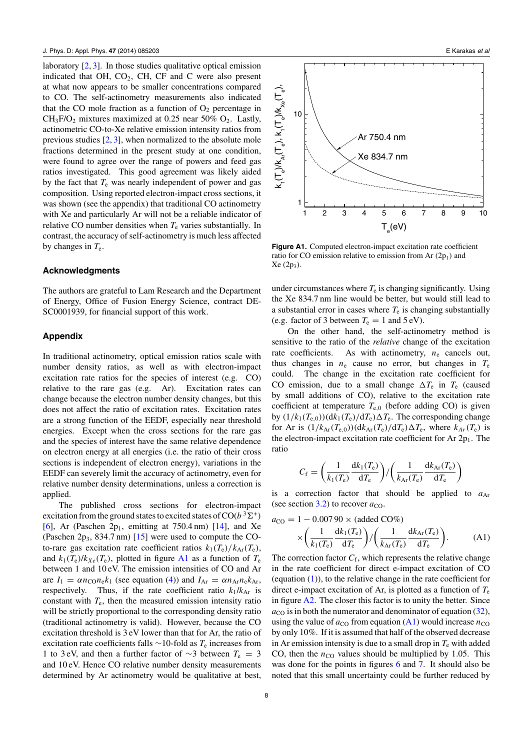laboratory [2, 3]. In those studies qualitative optical emission indicated that OH, $CO_2$, CH, CF and C were also present at what now appears to be smaller concentrations compared to CO. The self-actinometry measurements also indicated that the CO mole fraction as a function of $O_2$ percentage in $CH_3F/O_2$ mixtures maximized at 0.25 near 50% $O_2$. Lastly, actinometric CO-to-Xe relative emission intensity ratios from previous studies [2, 3], when normalized to the absolute mole fractions determined in the present study at one condition, were found to agree over the range of powers and feed gas ratios investigated. This good agreement was likely aided by the fact that $T_e$ was nearly independent of power and gas composition. Using reported electron-impact cross sections, it was shown (see the appendix) that traditional CO actinometry with Xe and particularly Ar will not be a reliable indicator of relative CO number densities when $T_e$ varies substantially. In contrast, the accuracy of self-actinometry is much less affected by changes in $T_e$.

## Acknowledgments

The authors are grateful to Lam Research and the Department of Energy, Office of Fusion Energy Science, contract DE-SC0001939, for financial support of this work.

## Appendix

In traditional actinometry, optical emission ratios scale with number density ratios, as well as with electron-impact excitation rate ratios for the species of interest (e.g. CO) relative to the rare gas (e.g. Ar). Excitation rates can change because the electron number density changes, but this does not affect the ratio of excitation rates. Excitation rates are a strong function of the EEDF, especially near threshold energies. Except when the cross sections for the rare gas and the species of interest have the same relative dependence on electron energy at all energies (i.e. the ratio of their cross sections is independent of electron energy), variations in the EEDF can severely limit the accuracy of actinometry, even for relative number density determinations, unless a correction is applied.

The published cross sections for electron-impact excitation from the ground states to excited states of CO($b\,^3\Sigma^+$) [6], Ar (Paschen $2p_1$, emitting at 750.4 nm) [14], and Xe (Paschen $2p_3$, 834.7 nm) [15] were used to compute the CO-to-rare gas excitation rate coefficient ratios $k_1(T_e)/k_{Ar}(T_e)$, and $k_1(T_e)/k_{Xe}(T_e)$, plotted in figure A1 as a function of $T_e$ between 1 and 10 eV. The emission intensities of CO and Ar are $I_1 = \alpha n_{CO} n_e k_1$ (see equation (4)) and $I_{Ar} = \alpha n_{Ar} n_e k_{Ar}$, respectively. Thus, if the rate coefficient ratio $k_1/k_{Ar}$ is constant with $T_e$, then the measured emission intensity ratio will be strictly proportional to the corresponding density ratio (traditional actinometry is valid). However, because the CO excitation threshold is 3 eV lower than that for Ar, the ratio of excitation rate coefficients falls ~10-fold as $T_e$ increases from 1 to 3 eV, and then a further factor of ~3 between $T_e = 3$ and 10 eV. Hence CO relative number density measurements determined by Ar actinometry would be qualitative at best, under circumstances where $T_e$ is changing significantly. Using the Xe 834.7 nm line would be better, but would still lead to a substantial error in cases where $T_e$ is changing substantially (e.g. factor of 3 between $T_e = 1$ and 5 eV).

Figure A1. Computed electron-impact excitation rate coefficient ratio for CO emission relative to emission from Ar ($2p_1$) and Xe ($2p_3$).

On the other hand, the self-actinometry method is sensitive to the ratio of the *relative* change of the excitation rate coefficients. As with actinometry, $n_e$ cancels out, thus changes in $n_e$ cause no error, but changes in $T_e$ could. The change in the excitation rate coefficient for CO emission, due to a small change $\Delta T_e$ in $T_e$ (caused by small additions of CO), relative to the excitation rate coefficient at temperature $T_{e,0}$ (before adding CO) is given by $(1/k_1(T_{e,0}))(\mathrm{d}k_1(T_e)/\mathrm{d}T_e)\Delta T_e$. The corresponding change for Ar is $(1/k_{Ar}(T_{e,0}))(\mathrm{d}k_{Ar}(T_e)/\mathrm{d}T_e)\Delta T_e$, where $k_{Ar}(T_e)$ is the electron-impact excitation rate coefficient for Ar $2p_1$. The ratio

$$C_f = \left(\frac{1}{k_1(T_e)}\frac{\mathrm{d}k_1(T_e)}{\mathrm{d}T_e}\right) \Big/ \left(\frac{1}{k_{Ar}(T_e)}\frac{\mathrm{d}k_{Ar}(T_e)}{\mathrm{d}T_e}\right)$$

is a correction factor that should be applied to $a_{Ar}$ (see section 3.2) to recover $a_{CO}$.

$$a_{CO} = 1 - 0.00790 \times (\text{added CO\%}) \times \left(\frac{1}{k_1(T_e)}\frac{\mathrm{d}k_1(T_e)}{\mathrm{d}T_e}\right) \Big/ \left(\frac{1}{k_{Ar}(T_e)}\frac{\mathrm{d}k_{Ar}(T_e)}{\mathrm{d}T_e}\right). \quad \text{(A1)}$$

The correction factor $C_f$, which represents the relative change in the rate coefficient for direct e-impact excitation of CO (equation (1)), to the relative change in the rate coefficient for direct e-impact excitation of Ar, is plotted as a function of $T_e$ in figure A2. The closer this factor is to unity the better. Since $a_{CO}$ is in both the numerator and denominator of equation (32), using the value of $a_{CO}$ from equation (A1) would increase $n_{CO}$ by only 10%. If it is assumed that half of the observed decrease in Ar emission intensity is due to a small drop in $T_e$ with added CO, then the $n_{CO}$ values should be multiplied by 1.05. This was done for the points in figures 6 and 7. It should also be noted that this small uncertainty could be further reduced by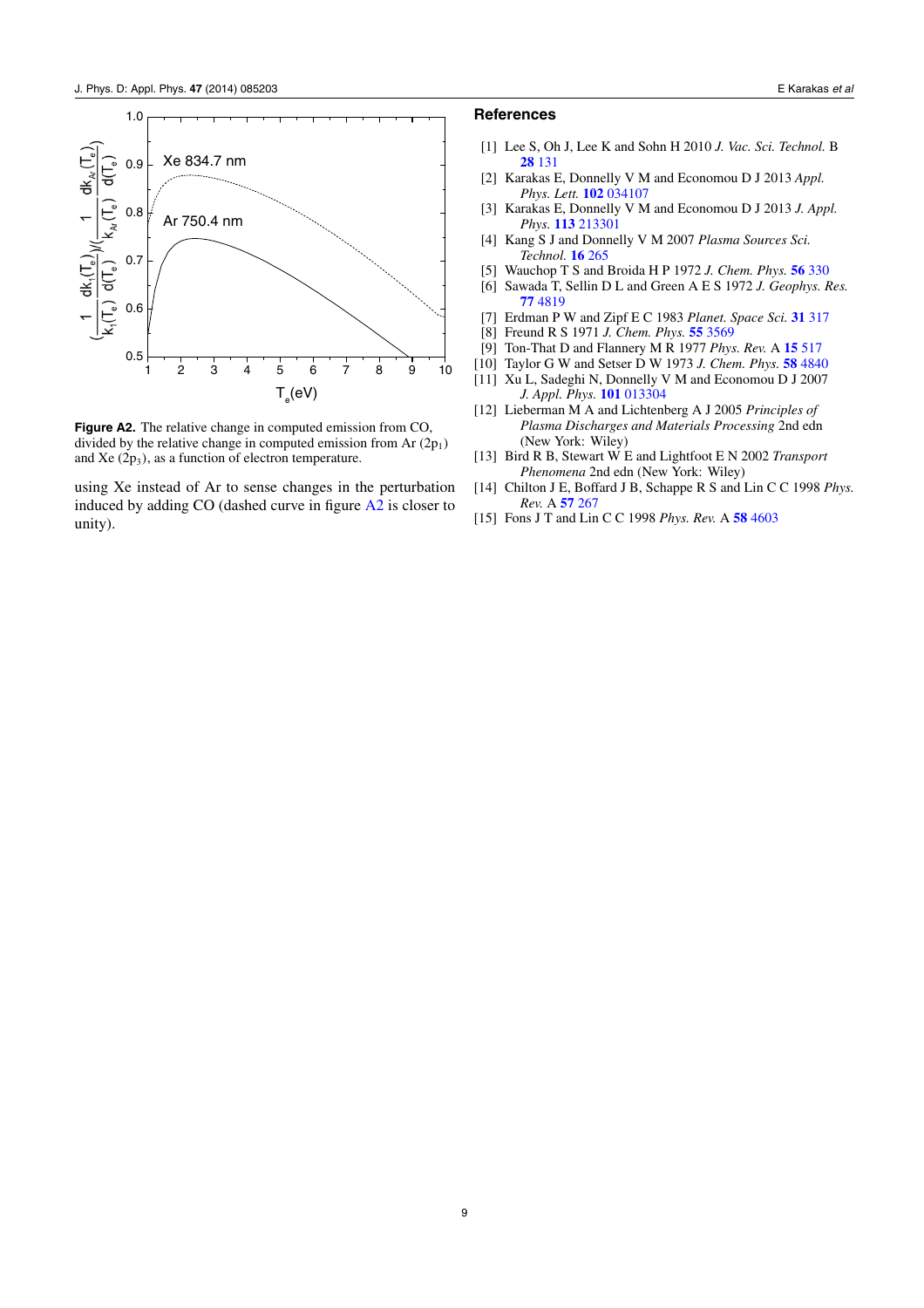1.0
0.9
0.8
0.7
0.6
0.5

$\left(\frac{1}{k_1(T_e)}\frac{dk_1(T_e)}{d(T_e)}\right)/\left(\frac{1}{k_{Ar}(T_e)}\frac{dk_{Ar}(T_e)}{d(T_e)}\right)$

Xe 834.7 nm

Ar 750.4 nm

1 2 3 4 5 6 7 8 9 10

$T_e$(eV)

**Figure A2.** The relative change in computed emission from CO, divided by the relative change in computed emission from Ar ($2p_1$) and Xe ($2p_3$), as a function of electron temperature.

using Xe instead of Ar to sense changes in the perturbation induced by adding CO (dashed curve in figure A2 is closer to unity).

## References

[1] Lee S, Oh J, Lee K and Sohn H 2010 *J. Vac. Sci. Technol.* B **28** 131

[2] Karakas E, Donnelly V M and Economou D J 2013 *Appl. Phys. Lett.* **102** 034107

[3] Karakas E, Donnelly V M and Economou D J 2013 *J. Appl. Phys.* **113** 213301

[4] Kang S J and Donnelly V M 2007 *Plasma Sources Sci. Technol.* **16** 265

[5] Wauchop T S and Broida H P 1972 *J. Chem. Phys.* **56** 330

[6] Sawada T, Sellin D L and Green A E S 1972 *J. Geophys. Res.* **77** 4819

[7] Erdman P W and Zipf E C 1983 *Planet. Space Sci.* **31** 317

[8] Freund R S 1971 *J. Chem. Phys.* **55** 3569

[9] Ton-That D and Flannery M R 1977 *Phys. Rev.* A **15** 517

[10] Taylor G W and Setser D W 1973 *J. Chem. Phys.* **58** 4840

[11] Xu L, Sadeghi N, Donnelly V M and Economou D J 2007 *J. Appl. Phys.* **101** 013304

[12] Lieberman M A and Lichtenberg A J 2005 *Principles of Plasma Discharges and Materials Processing* 2nd edn (New York: Wiley)

[13] Bird R B, Stewart W E and Lightfoot E N 2002 *Transport Phenomena* 2nd edn (New York: Wiley)

[14] Chilton J E, Boffard J B, Schappe R S and Lin C C 1998 *Phys. Rev.* A **57** 267

[15] Fons J T and Lin C C 1998 *Phys. Rev.* A **58** 4603